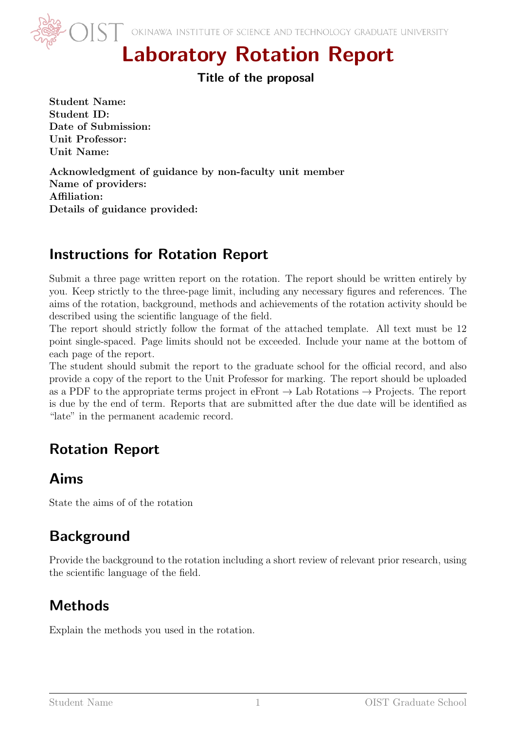OKINAWA INSTITUTE OF SCIENCE AND TECHNOLOGY GRADUATE UNIVERSITY

# Laboratory Rotation Report

**Title of the proposal**

**Student Name:**
**Student ID:**
**Date of Submission:**
**Unit Professor:**
**Unit Name:**

**Acknowledgment of guidance by non-faculty unit member**
**Name of providers:**
**Affiliation:**
**Details of guidance provided:**

## Instructions for Rotation Report

Submit a three page written report on the rotation. The report should be written entirely by you. Keep strictly to the three-page limit, including any necessary figures and references. The aims of the rotation, background, methods and achievements of the rotation activity should be described using the scientific language of the field.
The report should strictly follow the format of the attached template. All text must be 12 point single-spaced. Page limits should not be exceeded. Include your name at the bottom of each page of the report.
The student should submit the report to the graduate school for the official record, and also provide a copy of the report to the Unit Professor for marking. The report should be uploaded as a PDF to the appropriate terms project in eFront → Lab Rotations → Projects. The report is due by the end of term. Reports that are submitted after the due date will be identified as "late" in the permanent academic record.

## Rotation Report

## Aims

State the aims of of the rotation

## Background

Provide the background to the rotation including a short review of relevant prior research, using the scientific language of the field.

## Methods

Explain the methods you used in the rotation.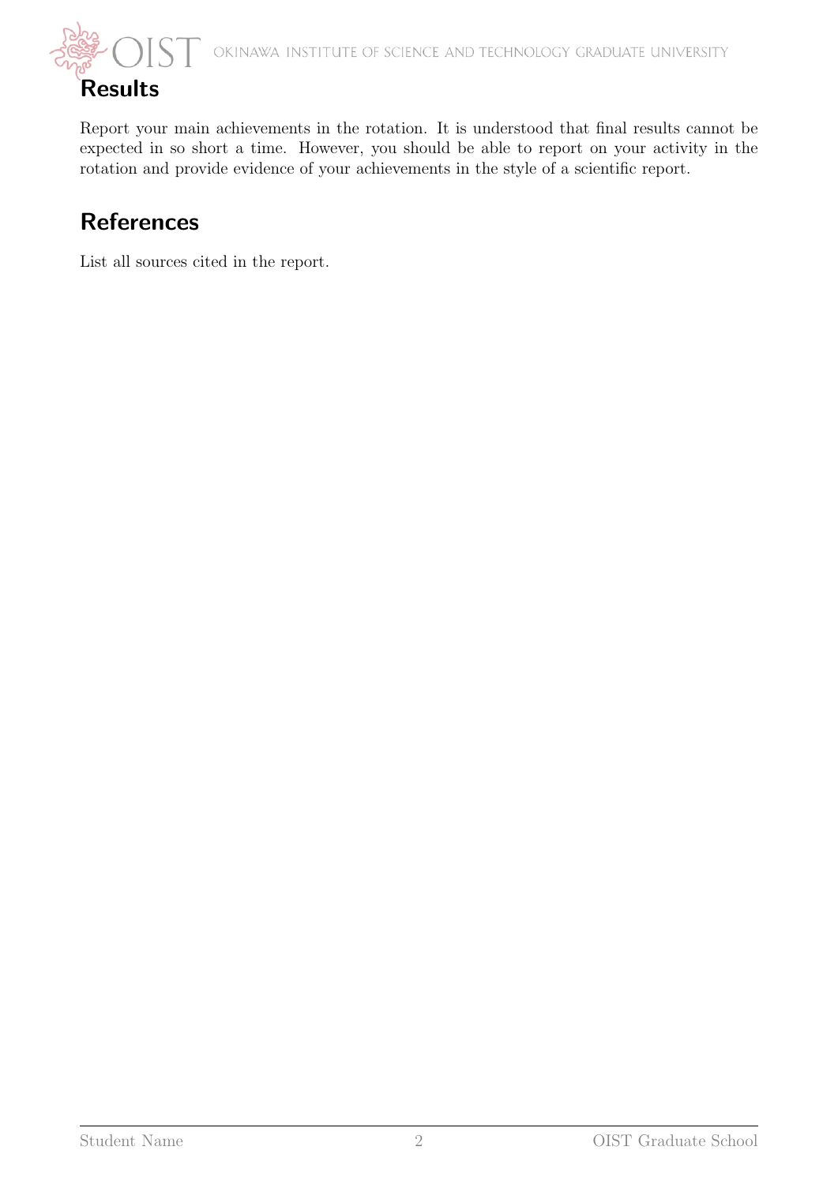## Results

Report your main achievements in the rotation. It is understood that final results cannot be expected in so short a time. However, you should be able to report on your activity in the rotation and provide evidence of your achievements in the style of a scientific report.

## References

List all sources cited in the report.